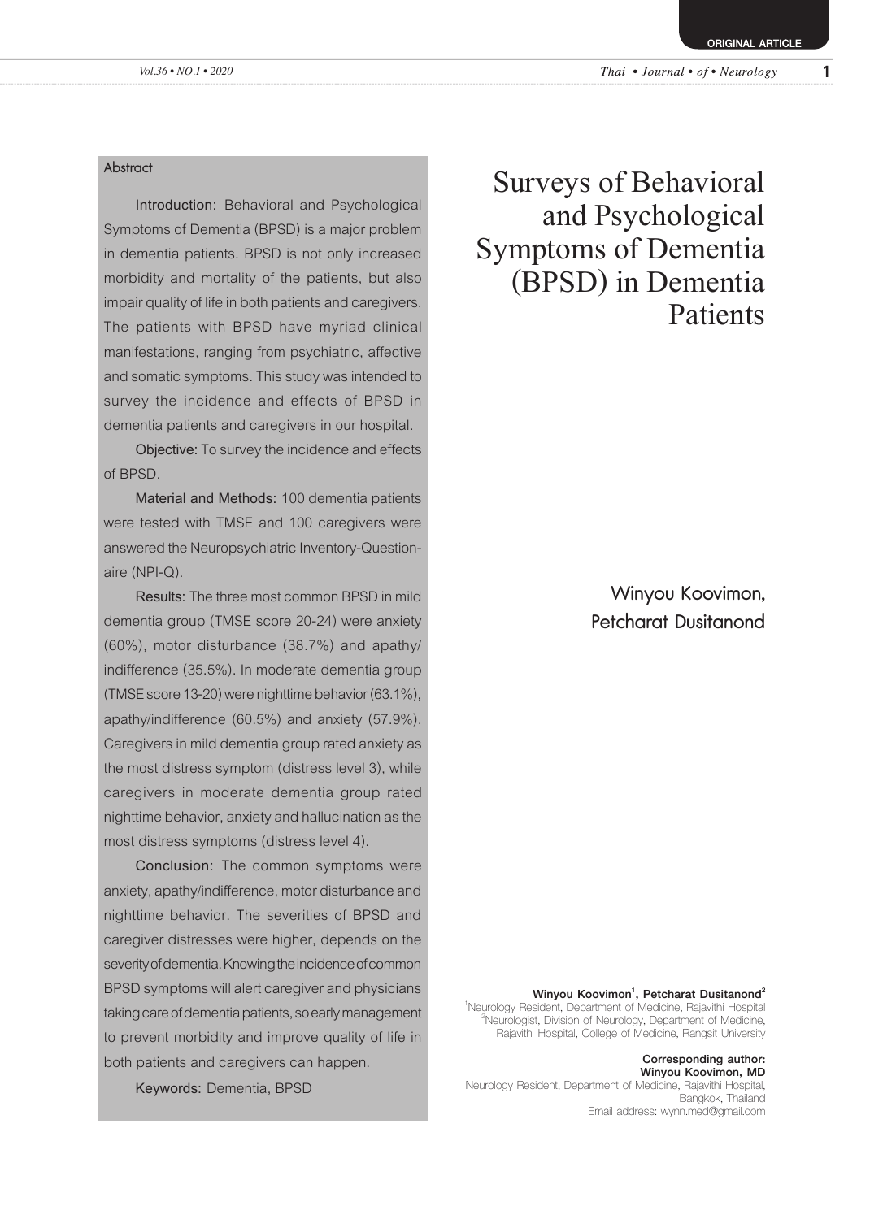ORIGINAL ARTICLE

# Surveys of Behavioral and Psychological Symptoms of Dementia (BPSD) in Dementia Patients

Winyou Koovimon, Petcharat Dusitanond

## Abstract

**Introduction:** Behavioral and Psychological Symptoms of Dementia (BPSD) is a major problem in dementia patients. BPSD is not only increased morbidity and mortality of the patients, but also impair quality of life in both patients and caregivers. The patients with BPSD have myriad clinical manifestations, ranging from psychiatric, affective and somatic symptoms. This study was intended to survey the incidence and effects of BPSD in dementia patients and caregivers in our hospital.

**Objective:** To survey the incidence and effects of BPSD.

**Material and Methods:** 100 dementia patients were tested with TMSE and 100 caregivers were answered the Neuropsychiatric Inventory-Questionaire (NPI-Q).

**Results:** The three most common BPSD in mild dementia group (TMSE score 20-24) were anxiety (60%), motor disturbance (38.7%) and apathy/indifference (35.5%). In moderate dementia group (TMSE score 13-20) were nighttime behavior (63.1%), apathy/indifference (60.5%) and anxiety (57.9%). Caregivers in mild dementia group rated anxiety as the most distress symptom (distress level 3), while caregivers in moderate dementia group rated nighttime behavior, anxiety and hallucination as the most distress symptoms (distress level 4).

**Conclusion:** The common symptoms were anxiety, apathy/indifference, motor disturbance and nighttime behavior. The severities of BPSD and caregiver distresses were higher, depends on the severity of dementia. Knowing the incidence of common BPSD symptoms will alert caregiver and physicians taking care of dementia patients, so early management to prevent morbidity and improve quality of life in both patients and caregivers can happen.

**Keywords:** Dementia, BPSD

**Winyou Koovimon[1], Petcharat Dusitanond[2]**

[1]Neurology Resident, Department of Medicine, Rajavithi Hospital
[2]Neurologist, Division of Neurology, Department of Medicine, Rajavithi Hospital, College of Medicine, Rangsit University

**Corresponding author:**
**Winyou Koovimon, MD**
Neurology Resident, Department of Medicine, Rajavithi Hospital, Bangkok, Thailand
Email address: wynn.med@gmail.com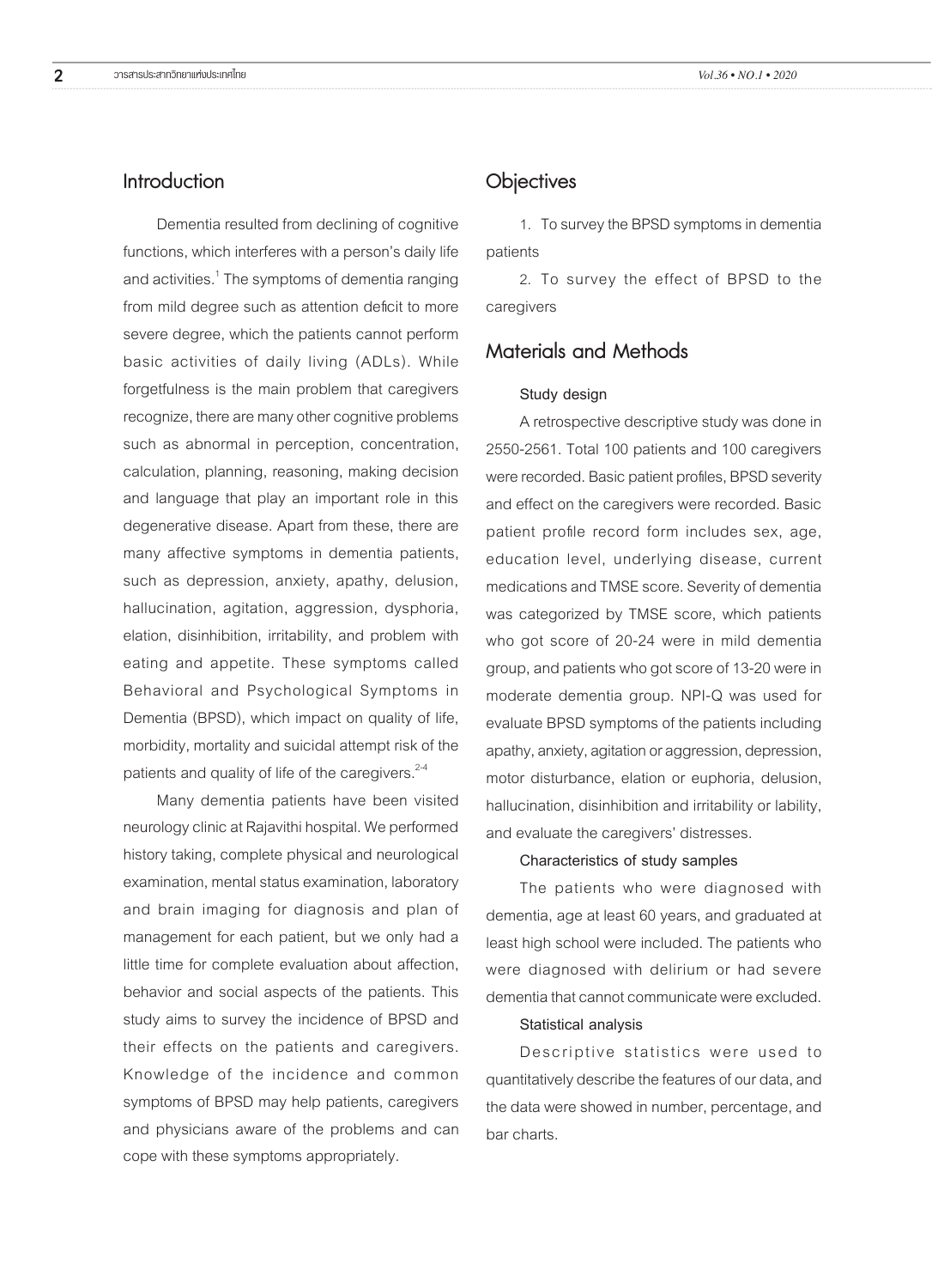## Introduction

Dementia resulted from declining of cognitive functions, which interferes with a person's daily life and activities.[1] The symptoms of dementia ranging from mild degree such as attention deficit to more severe degree, which the patients cannot perform basic activities of daily living (ADLs). While forgetfulness is the main problem that caregivers recognize, there are many other cognitive problems such as abnormal in perception, concentration, calculation, planning, reasoning, making decision and language that play an important role in this degenerative disease. Apart from these, there are many affective symptoms in dementia patients, such as depression, anxiety, apathy, delusion, hallucination, agitation, aggression, dysphoria, elation, disinhibition, irritability, and problem with eating and appetite. These symptoms called Behavioral and Psychological Symptoms in Dementia (BPSD), which impact on quality of life, morbidity, mortality and suicidal attempt risk of the patients and quality of life of the caregivers.[2-4]

Many dementia patients have been visited neurology clinic at Rajavithi hospital. We performed history taking, complete physical and neurological examination, mental status examination, laboratory and brain imaging for diagnosis and plan of management for each patient, but we only had a little time for complete evaluation about affection, behavior and social aspects of the patients. This study aims to survey the incidence of BPSD and their effects on the patients and caregivers. Knowledge of the incidence and common symptoms of BPSD may help patients, caregivers and physicians aware of the problems and can cope with these symptoms appropriately.

## Objectives

1. To survey the BPSD symptoms in dementia patients
2. To survey the effect of BPSD to the caregivers

## Materials and Methods

### Study design

A retrospective descriptive study was done in 2550-2561. Total 100 patients and 100 caregivers were recorded. Basic patient profiles, BPSD severity and effect on the caregivers were recorded. Basic patient profile record form includes sex, age, education level, underlying disease, current medications and TMSE score. Severity of dementia was categorized by TMSE score, which patients who got score of 20-24 were in mild dementia group, and patients who got score of 13-20 were in moderate dementia group. NPI-Q was used for evaluate BPSD symptoms of the patients including apathy, anxiety, agitation or aggression, depression, motor disturbance, elation or euphoria, delusion, hallucination, disinhibition and irritability or lability, and evaluate the caregivers' distresses.

### Characteristics of study samples

The patients who were diagnosed with dementia, age at least 60 years, and graduated at least high school were included. The patients who were diagnosed with delirium or had severe dementia that cannot communicate were excluded.

### Statistical analysis

Descriptive statistics were used to quantitatively describe the features of our data, and the data were showed in number, percentage, and bar charts.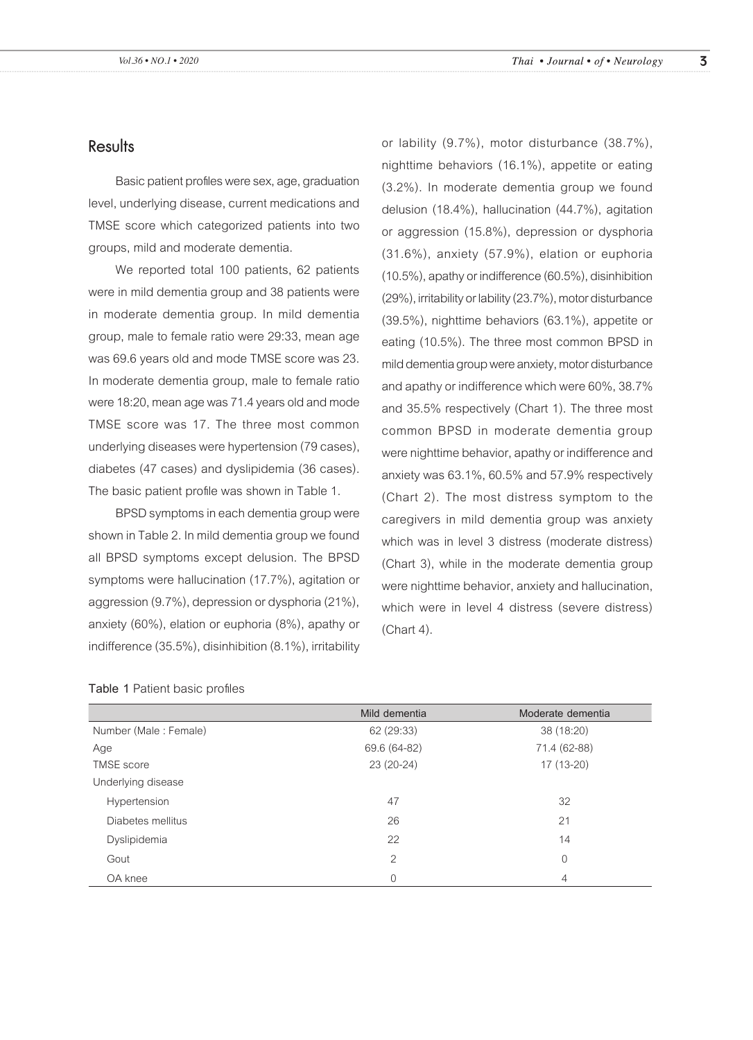## Results

Basic patient profiles were sex, age, graduation level, underlying disease, current medications and TMSE score which categorized patients into two groups, mild and moderate dementia.

We reported total 100 patients, 62 patients were in mild dementia group and 38 patients were in moderate dementia group. In mild dementia group, male to female ratio were 29:33, mean age was 69.6 years old and mode TMSE score was 23. In moderate dementia group, male to female ratio were 18:20, mean age was 71.4 years old and mode TMSE score was 17. The three most common underlying diseases were hypertension (79 cases), diabetes (47 cases) and dyslipidemia (36 cases). The basic patient profile was shown in Table 1.

BPSD symptoms in each dementia group were shown in Table 2. In mild dementia group we found all BPSD symptoms except delusion. The BPSD symptoms were hallucination (17.7%), agitation or aggression (9.7%), depression or dysphoria (21%), anxiety (60%), elation or euphoria (8%), apathy or indifference (35.5%), disinhibition (8.1%), irritability or lability (9.7%), motor disturbance (38.7%), nighttime behaviors (16.1%), appetite or eating (3.2%). In moderate dementia group we found delusion (18.4%), hallucination (44.7%), agitation or aggression (15.8%), depression or dysphoria (31.6%), anxiety (57.9%), elation or euphoria (10.5%), apathy or indifference (60.5%), disinhibition (29%), irritability or lability (23.7%), motor disturbance (39.5%), nighttime behaviors (63.1%), appetite or eating (10.5%). The three most common BPSD in mild dementia group were anxiety, motor disturbance and apathy or indifference which were 60%, 38.7% and 35.5% respectively (Chart 1). The three most common BPSD in moderate dementia group were nighttime behavior, apathy or indifference and anxiety was 63.1%, 60.5% and 57.9% respectively (Chart 2). The most distress symptom to the caregivers in mild dementia group was anxiety which was in level 3 distress (moderate distress) (Chart 3), while in the moderate dementia group were nighttime behavior, anxiety and hallucination, which were in level 4 distress (severe distress) (Chart 4).

**Table 1** Patient basic profiles

| | Mild dementia | Moderate dementia |
|---|---|---|
| Number (Male : Female) | 62 (29:33) | 38 (18:20) |
| Age | 69.6 (64-82) | 71.4 (62-88) |
| TMSE score | 23 (20-24) | 17 (13-20) |
| Underlying disease | | |
| Hypertension | 47 | 32 |
| Diabetes mellitus | 26 | 21 |
| Dyslipidemia | 22 | 14 |
| Gout | 2 | 0 |
| OA knee | 0 | 4 |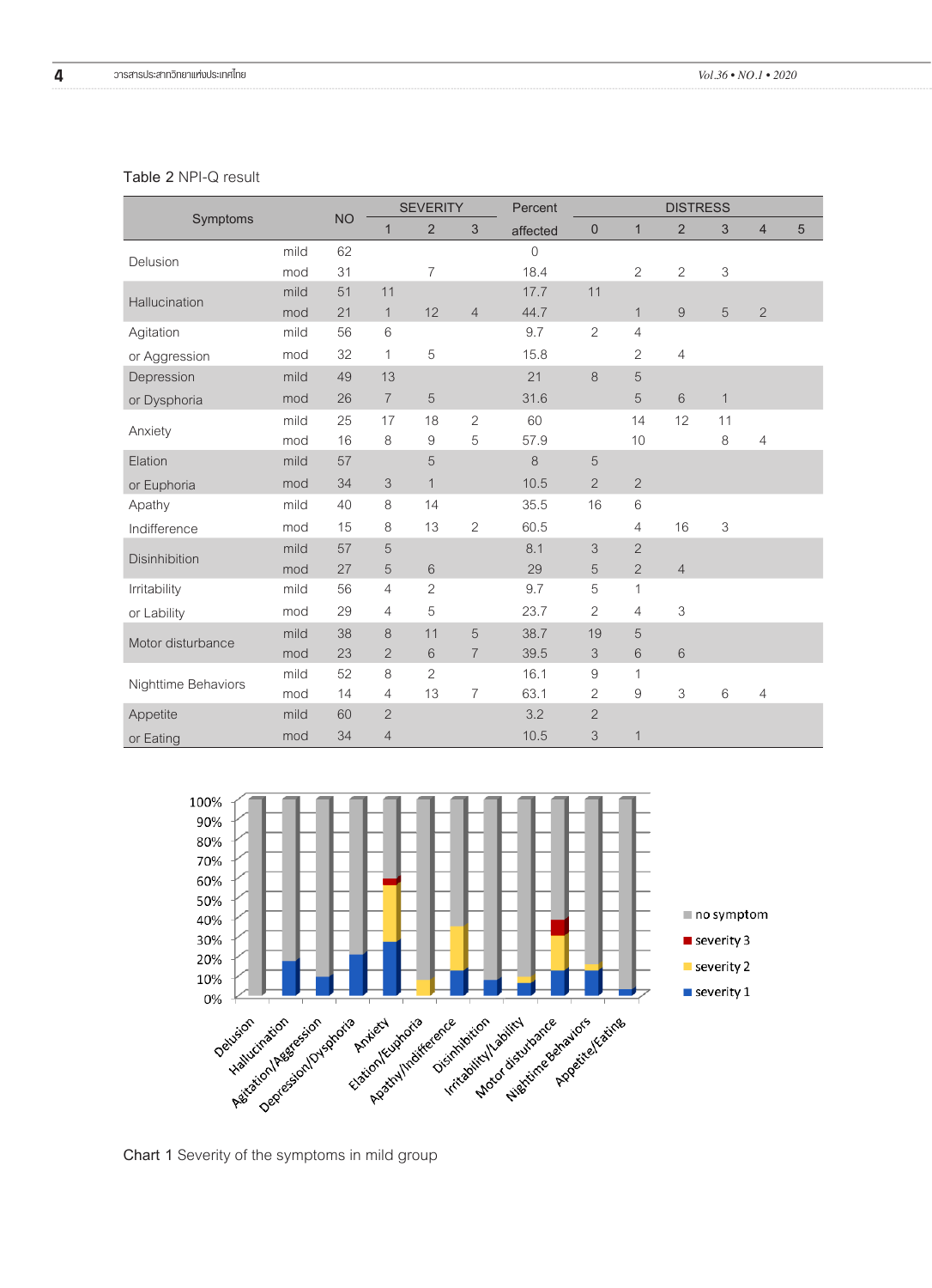Table 2 NPI-Q result

| Symptoms | | NO | SEVERITY 1 | 2 | 3 | Percent affected | DISTRESS 0 | 1 | 2 | 3 | 4 | 5 |
|---|---|---|---|---|---|---|---|---|---|---|---|---|
| Delusion | mild | 62 | | | | 0 | | | | | | |
| | mod | 31 | | 7 | | 18.4 | | 2 | 2 | 3 | | |
| Hallucination | mild | 51 | 11 | | | 17.7 | 11 | | | | | |
| | mod | 21 | 1 | 12 | 4 | 44.7 | | 1 | 9 | 5 | 2 | |
| Agitation or Aggression | mild | 56 | 6 | | | 9.7 | 2 | 4 | | | | |
| | mod | 32 | 1 | 5 | | 15.8 | | 2 | 4 | | | |
| Depression or Dysphoria | mild | 49 | 13 | | | 21 | 8 | 5 | | | | |
| | mod | 26 | 7 | 5 | | 31.6 | | 5 | 6 | 1 | | |
| Anxiety | mild | 25 | 17 | 18 | 2 | 60 | | 14 | 12 | 11 | | |
| | mod | 16 | 8 | 9 | 5 | 57.9 | | 10 | | 8 | 4 | |
| Elation or Euphoria | mild | 57 | | 5 | | 8 | 5 | | | | | |
| | mod | 34 | 3 | 1 | | 10.5 | 2 | 2 | | | | |
| Apathy Indifference | mild | 40 | 8 | 14 | | 35.5 | 16 | 6 | | | | |
| | mod | 15 | 8 | 13 | 2 | 60.5 | | 4 | 16 | 3 | | |
| Disinhibition | mild | 57 | 5 | | | 8.1 | 3 | 2 | | | | |
| | mod | 27 | 5 | 6 | | 29 | 5 | 2 | 4 | | | |
| Irritability or Lability | mild | 56 | 4 | 2 | | 9.7 | 5 | 1 | | | | |
| | mod | 29 | 4 | 5 | | 23.7 | 2 | 4 | 3 | | | |
| Motor disturbance | mild | 38 | 8 | 11 | 5 | 38.7 | 19 | 5 | | | | |
| | mod | 23 | 2 | 6 | 7 | 39.5 | 3 | 6 | 6 | | | |
| Nighttime Behaviors | mild | 52 | 8 | 2 | | 16.1 | 9 | 1 | | | | |
| | mod | 14 | 4 | 13 | 7 | 63.1 | 2 | 9 | 3 | 6 | 4 | |
| Appetite or Eating | mild | 60 | 2 | | | 3.2 | 2 | | | | | |
| | mod | 34 | 4 | | | 10.5 | 3 | 1 | | | | |

Chart 1 Severity of the symptoms in mild group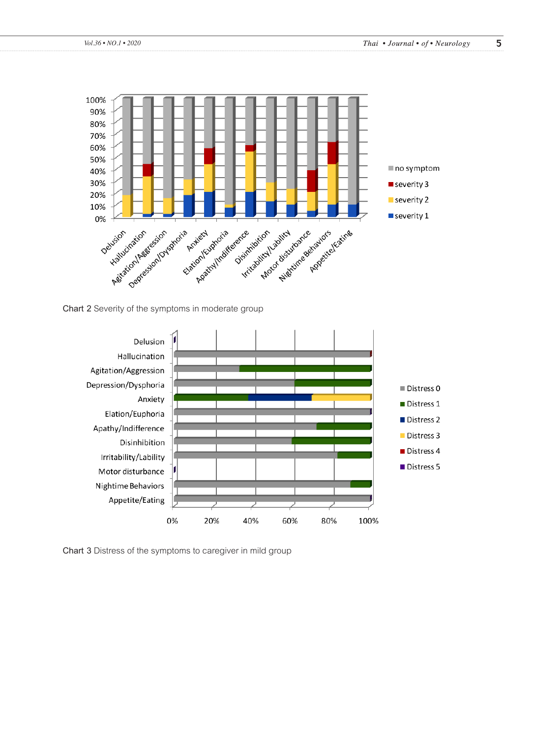Chart 2 Severity of the symptoms in moderate group

Chart 3 Distress of the symptoms to caregiver in mild group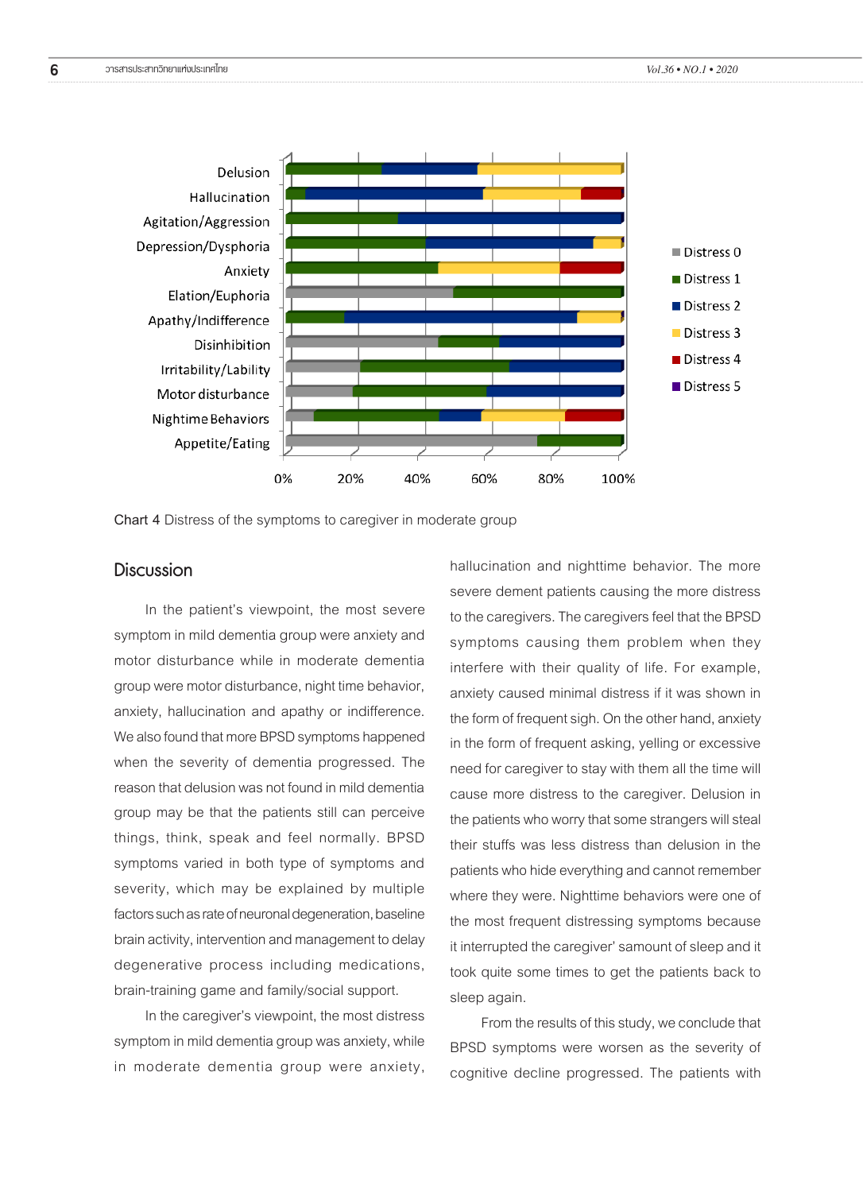Chart 4 Distress of the symptoms to caregiver in moderate group

## Discussion

In the patient's viewpoint, the most severe symptom in mild dementia group were anxiety and motor disturbance while in moderate dementia group were motor disturbance, night time behavior, anxiety, hallucination and apathy or indifference. We also found that more BPSD symptoms happened when the severity of dementia progressed. The reason that delusion was not found in mild dementia group may be that the patients still can perceive things, think, speak and feel normally. BPSD symptoms varied in both type of symptoms and severity, which may be explained by multiple factors such as rate of neuronal degeneration, baseline brain activity, intervention and management to delay degenerative process including medications, brain-training game and family/social support.

In the caregiver's viewpoint, the most distress symptom in mild dementia group was anxiety, while in moderate dementia group were anxiety, hallucination and nighttime behavior. The more severe dement patients causing the more distress to the caregivers. The caregivers feel that the BPSD symptoms causing them problem when they interfere with their quality of life. For example, anxiety caused minimal distress if it was shown in the form of frequent sigh. On the other hand, anxiety in the form of frequent asking, yelling or excessive need for caregiver to stay with them all the time will cause more distress to the caregiver. Delusion in the patients who worry that some strangers will steal their stuffs was less distress than delusion in the patients who hide everything and cannot remember where they were. Nighttime behaviors were one of the most frequent distressing symptoms because it interrupted the caregiver' samount of sleep and it took quite some times to get the patients back to sleep again.

From the results of this study, we conclude that BPSD symptoms were worsen as the severity of cognitive decline progressed. The patients with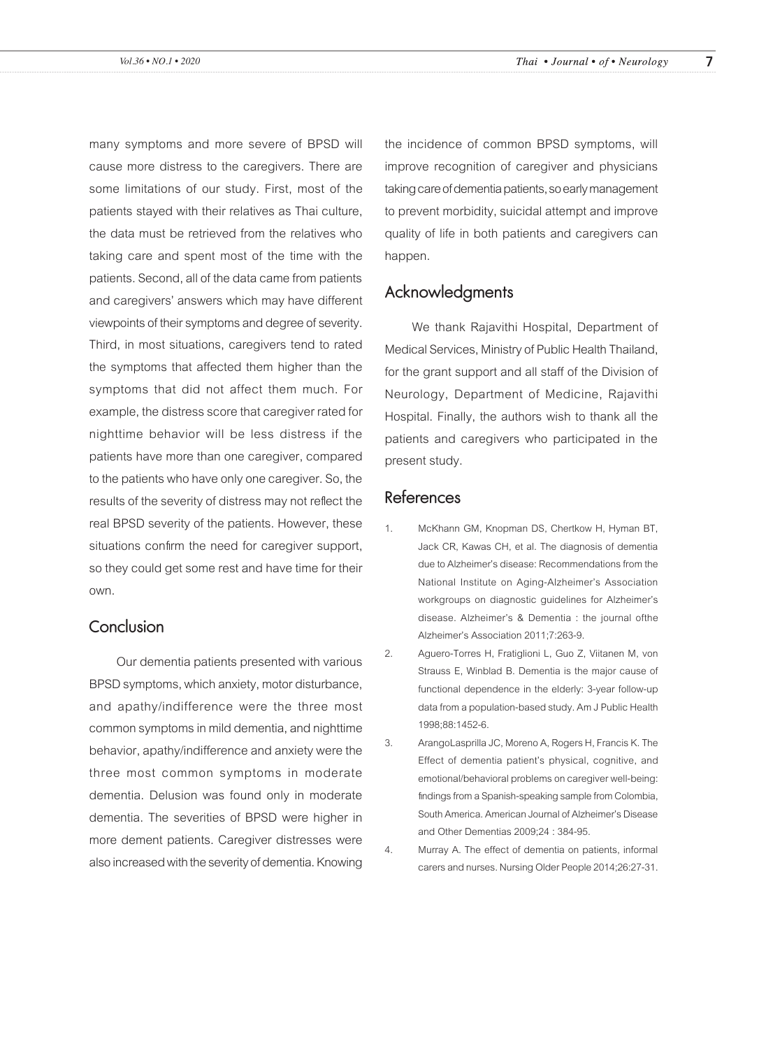many symptoms and more severe of BPSD will cause more distress to the caregivers. There are some limitations of our study. First, most of the patients stayed with their relatives as Thai culture, the data must be retrieved from the relatives who taking care and spent most of the time with the patients. Second, all of the data came from patients and caregivers' answers which may have different viewpoints of their symptoms and degree of severity. Third, in most situations, caregivers tend to rated the symptoms that affected them higher than the symptoms that did not affect them much. For example, the distress score that caregiver rated for nighttime behavior will be less distress if the patients have more than one caregiver, compared to the patients who have only one caregiver. So, the results of the severity of distress may not reflect the real BPSD severity of the patients. However, these situations confirm the need for caregiver support, so they could get some rest and have time for their own.

## Conclusion

Our dementia patients presented with various BPSD symptoms, which anxiety, motor disturbance, and apathy/indifference were the three most common symptoms in mild dementia, and nighttime behavior, apathy/indifference and anxiety were the three most common symptoms in moderate dementia. Delusion was found only in moderate dementia. The severities of BPSD were higher in more dement patients. Caregiver distresses were also increased with the severity of dementia. Knowing the incidence of common BPSD symptoms, will improve recognition of caregiver and physicians taking care of dementia patients, so early management to prevent morbidity, suicidal attempt and improve quality of life in both patients and caregivers can happen.

## Acknowledgments

We thank Rajavithi Hospital, Department of Medical Services, Ministry of Public Health Thailand, for the grant support and all staff of the Division of Neurology, Department of Medicine, Rajavithi Hospital. Finally, the authors wish to thank all the patients and caregivers who participated in the present study.

## References

1. McKhann GM, Knopman DS, Chertkow H, Hyman BT, Jack CR, Kawas CH, et al. The diagnosis of dementia due to Alzheimer's disease: Recommendations from the National Institute on Aging-Alzheimer's Association workgroups on diagnostic guidelines for Alzheimer's disease. Alzheimer's & Dementia : the journal ofthe Alzheimer's Association 2011;7:263-9.
2. Aguero-Torres H, Fratiglioni L, Guo Z, Viitanen M, von Strauss E, Winblad B. Dementia is the major cause of functional dependence in the elderly: 3-year follow-up data from a population-based study. Am J Public Health 1998;88:1452-6.
3. ArangoLasprilla JC, Moreno A, Rogers H, Francis K. The Effect of dementia patient's physical, cognitive, and emotional/behavioral problems on caregiver well-being: findings from a Spanish-speaking sample from Colombia, South America. American Journal of Alzheimer's Disease and Other Dementias 2009;24 : 384-95.
4. Murray A. The effect of dementia on patients, informal carers and nurses. Nursing Older People 2014;26:27-31.